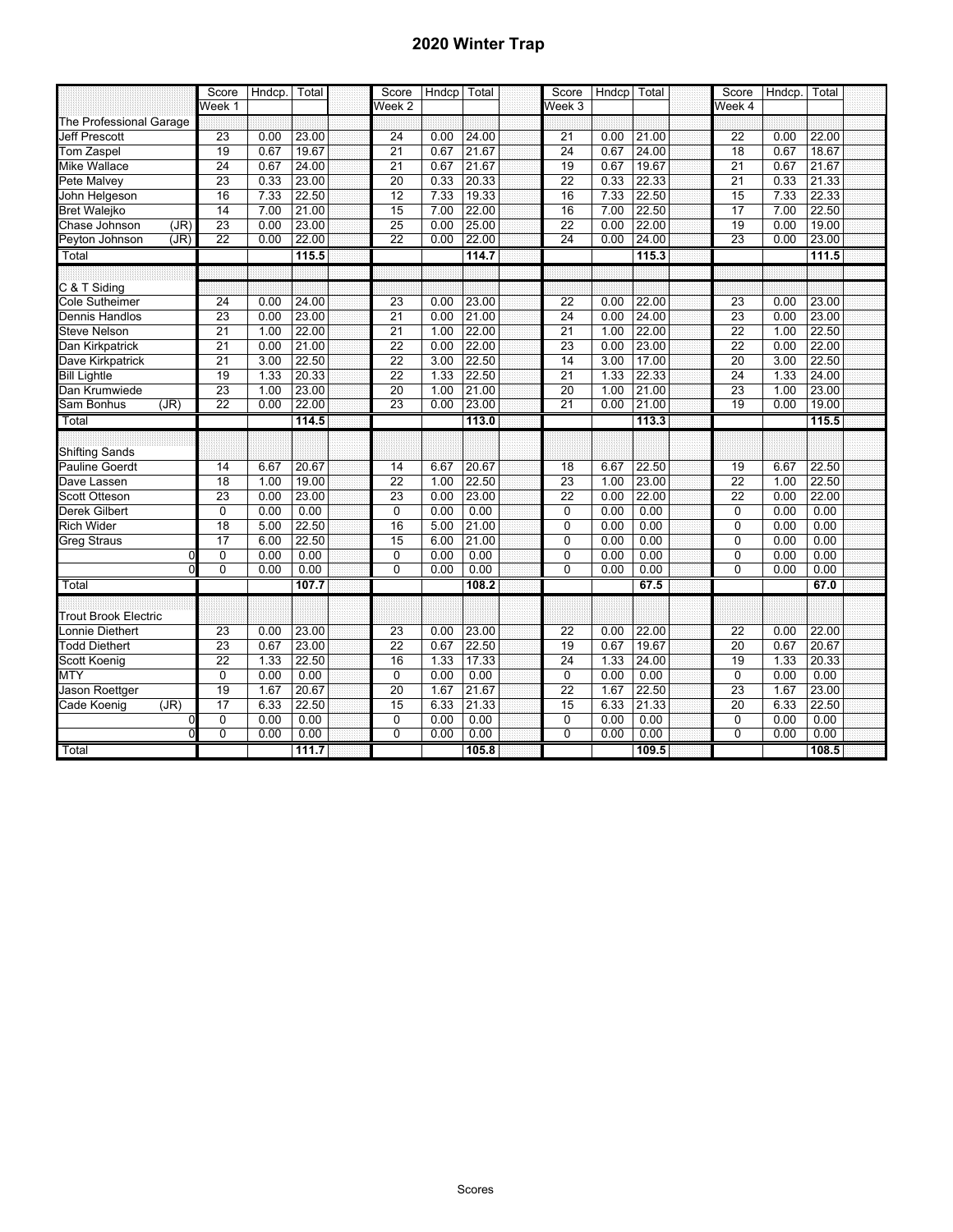# 2020 Winter Trap

| | Score | Hndcp. | Total | Score | Hndcp | Total | Score | Hndcp | Total | Score | Hndcp. | Total |
|---|---|---|---|---|---|---|---|---|---|---|---|---|
| | Week 1 | | | Week 2 | | | Week 3 | | | Week 4 | | |
| The Professional Garage | | | | | | | | | | | | |
| Jeff Prescott | 23 | 0.00 | 23.00 | 24 | 0.00 | 24.00 | 21 | 0.00 | 21.00 | 22 | 0.00 | 22.00 |
| Tom Zaspel | 19 | 0.67 | 19.67 | 21 | 0.67 | 21.67 | 24 | 0.67 | 24.00 | 18 | 0.67 | 18.67 |
| Mike Wallace | 24 | 0.67 | 24.00 | 21 | 0.67 | 21.67 | 19 | 0.67 | 19.67 | 21 | 0.67 | 21.67 |
| Pete Malvey | 23 | 0.33 | 23.00 | 20 | 0.33 | 20.33 | 22 | 0.33 | 22.33 | 21 | 0.33 | 21.33 |
| John Helgeson | 16 | 7.33 | 22.50 | 12 | 7.33 | 19.33 | 16 | 7.33 | 22.50 | 15 | 7.33 | 22.33 |
| Bret Walejko | 14 | 7.00 | 21.00 | 15 | 7.00 | 22.00 | 16 | 7.00 | 22.50 | 17 | 7.00 | 22.50 |
| Chase Johnson (JR) | 23 | 0.00 | 23.00 | 25 | 0.00 | 25.00 | 22 | 0.00 | 22.00 | 19 | 0.00 | 19.00 |
| Peyton Johnson (JR) | 22 | 0.00 | 22.00 | 22 | 0.00 | 22.00 | 24 | 0.00 | 24.00 | 23 | 0.00 | 23.00 |
| Total | | | 115.5 | | | 114.7 | | | 115.3 | | | 111.5 |
| C & T Siding | | | | | | | | | | | | |
| Cole Sutheimer | 24 | 0.00 | 24.00 | 23 | 0.00 | 23.00 | 22 | 0.00 | 22.00 | 23 | 0.00 | 23.00 |
| Dennis Handlos | 23 | 0.00 | 23.00 | 21 | 0.00 | 21.00 | 24 | 0.00 | 24.00 | 23 | 0.00 | 23.00 |
| Steve Nelson | 21 | 1.00 | 22.00 | 21 | 1.00 | 22.00 | 21 | 1.00 | 22.00 | 22 | 1.00 | 22.50 |
| Dan Kirkpatrick | 21 | 0.00 | 21.00 | 22 | 0.00 | 22.00 | 23 | 0.00 | 23.00 | 22 | 0.00 | 22.00 |
| Dave Kirkpatrick | 21 | 3.00 | 22.50 | 22 | 3.00 | 22.50 | 14 | 3.00 | 17.00 | 20 | 3.00 | 22.50 |
| Bill Lightle | 19 | 1.33 | 20.33 | 22 | 1.33 | 22.50 | 21 | 1.33 | 22.33 | 24 | 1.33 | 24.00 |
| Dan Krumwiede | 23 | 1.00 | 23.00 | 20 | 1.00 | 21.00 | 20 | 1.00 | 21.00 | 23 | 1.00 | 23.00 |
| Sam Bonhus (JR) | 22 | 0.00 | 22.00 | 23 | 0.00 | 23.00 | 21 | 0.00 | 21.00 | 19 | 0.00 | 19.00 |
| Total | | | 114.5 | | | 113.0 | | | 113.3 | | | 115.5 |
| Shifting Sands | | | | | | | | | | | | |
| Pauline Goerdt | 14 | 6.67 | 20.67 | 14 | 6.67 | 20.67 | 18 | 6.67 | 22.50 | 19 | 6.67 | 22.50 |
| Dave Lassen | 18 | 1.00 | 19.00 | 22 | 1.00 | 22.50 | 23 | 1.00 | 23.00 | 22 | 1.00 | 22.50 |
| Scott Otteson | 23 | 0.00 | 23.00 | 23 | 0.00 | 23.00 | 22 | 0.00 | 22.00 | 22 | 0.00 | 22.00 |
| Derek Gilbert | 0 | 0.00 | 0.00 | 0 | 0.00 | 0.00 | 0 | 0.00 | 0.00 | 0 | 0.00 | 0.00 |
| Rich Wider | 18 | 5.00 | 22.50 | 16 | 5.00 | 21.00 | 0 | 0.00 | 0.00 | 0 | 0.00 | 0.00 |
| Greg Straus | 17 | 6.00 | 22.50 | 15 | 6.00 | 21.00 | 0 | 0.00 | 0.00 | 0 | 0.00 | 0.00 |
| 0 | 0 | 0.00 | 0.00 | 0 | 0.00 | 0.00 | 0 | 0.00 | 0.00 | 0 | 0.00 | 0.00 |
| 0 | 0 | 0.00 | 0.00 | 0 | 0.00 | 0.00 | 0 | 0.00 | 0.00 | 0 | 0.00 | 0.00 |
| Total | | | 107.7 | | | 108.2 | | | 67.5 | | | 67.0 |
| Trout Brook Electric | | | | | | | | | | | | |
| Lonnie Diethert | 23 | 0.00 | 23.00 | 23 | 0.00 | 23.00 | 22 | 0.00 | 22.00 | 22 | 0.00 | 22.00 |
| Todd Diethert | 23 | 0.67 | 23.00 | 22 | 0.67 | 22.50 | 19 | 0.67 | 19.67 | 20 | 0.67 | 20.67 |
| Scott Koenig | 22 | 1.33 | 22.50 | 16 | 1.33 | 17.33 | 24 | 1.33 | 24.00 | 19 | 1.33 | 20.33 |
| MTY | 0 | 0.00 | 0.00 | 0 | 0.00 | 0.00 | 0 | 0.00 | 0.00 | 0 | 0.00 | 0.00 |
| Jason Roettger | 19 | 1.67 | 20.67 | 20 | 1.67 | 21.67 | 22 | 1.67 | 22.50 | 23 | 1.67 | 23.00 |
| Cade Koenig (JR) | 17 | 6.33 | 22.50 | 15 | 6.33 | 21.33 | 15 | 6.33 | 21.33 | 20 | 6.33 | 22.50 |
| 0 | 0 | 0.00 | 0.00 | 0 | 0.00 | 0.00 | 0 | 0.00 | 0.00 | 0 | 0.00 | 0.00 |
| 0 | 0 | 0.00 | 0.00 | 0 | 0.00 | 0.00 | 0 | 0.00 | 0.00 | 0 | 0.00 | 0.00 |
| Total | | | 111.7 | | | 105.8 | | | 109.5 | | | 108.5 |

Scores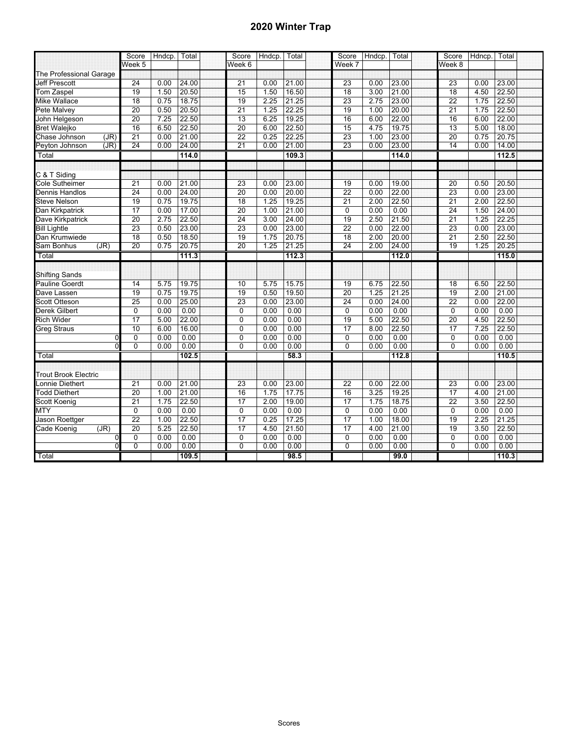# 2020 Winter Trap

| | Score | Hndcp. | Total | Score | Hndcp. | Total | Score | Hndcp. | Total | Score | Hdncp. | Total |
|---|---|---|---|---|---|---|---|---|---|---|---|---|
| | Week 5 | | | Week 6 | | | Week 7 | | | Week 8 | | |
| The Professional Garage | | | | | | | | | | | | |
| Jeff Prescott | 24 | 0.00 | 24.00 | 21 | 0.00 | 21.00 | 23 | 0.00 | 23.00 | 23 | 0.00 | 23.00 |
| Tom Zaspel | 19 | 1.50 | 20.50 | 15 | 1.50 | 16.50 | 18 | 3.00 | 21.00 | 18 | 4.50 | 22.50 |
| Mike Wallace | 18 | 0.75 | 18.75 | 19 | 2.25 | 21.25 | 23 | 2.75 | 23.00 | 22 | 1.75 | 22.50 |
| Pete Malvey | 20 | 0.50 | 20.50 | 21 | 1.25 | 22.25 | 19 | 1.00 | 20.00 | 21 | 1.75 | 22.50 |
| John Helgeson | 20 | 7.25 | 22.50 | 13 | 6.25 | 19.25 | 16 | 6.00 | 22.00 | 16 | 6.00 | 22.00 |
| Bret Walejko | 16 | 6.50 | 22.50 | 20 | 6.00 | 22.50 | 15 | 4.75 | 19.75 | 13 | 5.00 | 18.00 |
| Chase Johnson (JR) | 21 | 0.00 | 21.00 | 22 | 0.25 | 22.25 | 23 | 1.00 | 23.00 | 20 | 0.75 | 20.75 |
| Peyton Johnson (JR) | 24 | 0.00 | 24.00 | 21 | 0.00 | 21.00 | 23 | 0.00 | 23.00 | 14 | 0.00 | 14.00 |
| Total | | | 114.0 | | | 109.3 | | | 114.0 | | | 112.5 |
| C & T Siding | | | | | | | | | | | | |
| Cole Sutheimer | 21 | 0.00 | 21.00 | 23 | 0.00 | 23.00 | 19 | 0.00 | 19.00 | 20 | 0.50 | 20.50 |
| Dennis Handlos | 24 | 0.00 | 24.00 | 20 | 0.00 | 20.00 | 22 | 0.00 | 22.00 | 23 | 0.00 | 23.00 |
| Steve Nelson | 19 | 0.75 | 19.75 | 18 | 1.25 | 19.25 | 21 | 2.00 | 22.50 | 21 | 2.00 | 22.50 |
| Dan Kirkpatrick | 17 | 0.00 | 17.00 | 20 | 1.00 | 21.00 | 0 | 0.00 | 0.00 | 24 | 1.50 | 24.00 |
| Dave Kirkpatrick | 20 | 2.75 | 22.50 | 24 | 3.00 | 24.00 | 19 | 2.50 | 21.50 | 21 | 1.25 | 22.25 |
| Bill Lightle | 23 | 0.50 | 23.00 | 23 | 0.00 | 23.00 | 22 | 0.00 | 22.00 | 23 | 0.00 | 23.00 |
| Dan Krumwiede | 18 | 0.50 | 18.50 | 19 | 1.75 | 20.75 | 18 | 2.00 | 20.00 | 21 | 2.50 | 22.50 |
| Sam Bonhus (JR) | 20 | 0.75 | 20.75 | 20 | 1.25 | 21.25 | 24 | 2.00 | 24.00 | 19 | 1.25 | 20.25 |
| Total | | | 111.3 | | | 112.3 | | | 112.0 | | | 115.0 |
| Shifting Sands | | | | | | | | | | | | |
| Pauline Goerdt | 14 | 5.75 | 19.75 | 10 | 5.75 | 15.75 | 19 | 6.75 | 22.50 | 18 | 6.50 | 22.50 |
| Dave Lassen | 19 | 0.75 | 19.75 | 19 | 0.50 | 19.50 | 20 | 1.25 | 21.25 | 19 | 2.00 | 21.00 |
| Scott Otteson | 25 | 0.00 | 25.00 | 23 | 0.00 | 23.00 | 24 | 0.00 | 24.00 | 22 | 0.00 | 22.00 |
| Derek Gilbert | 0 | 0.00 | 0.00 | 0 | 0.00 | 0.00 | 0 | 0.00 | 0.00 | 0 | 0.00 | 0.00 |
| Rich Wider | 17 | 5.00 | 22.00 | 0 | 0.00 | 0.00 | 19 | 5.00 | 22.50 | 20 | 4.50 | 22.50 |
| Greg Straus | 10 | 6.00 | 16.00 | 0 | 0.00 | 0.00 | 17 | 8.00 | 22.50 | 17 | 7.25 | 22.50 |
| 0 | 0 | 0.00 | 0.00 | 0 | 0.00 | 0.00 | 0 | 0.00 | 0.00 | 0 | 0.00 | 0.00 |
| 0 | 0 | 0.00 | 0.00 | 0 | 0.00 | 0.00 | 0 | 0.00 | 0.00 | 0 | 0.00 | 0.00 |
| Total | | | 102.5 | | | 58.3 | | | 112.8 | | | 110.5 |
| Trout Brook Electric | | | | | | | | | | | | |
| Lonnie Diethert | 21 | 0.00 | 21.00 | 23 | 0.00 | 23.00 | 22 | 0.00 | 22.00 | 23 | 0.00 | 23.00 |
| Todd Diethert | 20 | 1.00 | 21.00 | 16 | 1.75 | 17.75 | 16 | 3.25 | 19.25 | 17 | 4.00 | 21.00 |
| Scott Koenig | 21 | 1.75 | 22.50 | 17 | 2.00 | 19.00 | 17 | 1.75 | 18.75 | 22 | 3.50 | 22.50 |
| MTY | 0 | 0.00 | 0.00 | 0 | 0.00 | 0.00 | 0 | 0.00 | 0.00 | 0 | 0.00 | 0.00 |
| Jason Roettger | 22 | 1.00 | 22.50 | 17 | 0.25 | 17.25 | 17 | 1.00 | 18.00 | 19 | 2.25 | 21.25 |
| Cade Koenig (JR) | 20 | 5.25 | 22.50 | 17 | 4.50 | 21.50 | 17 | 4.00 | 21.00 | 19 | 3.50 | 22.50 |
| 0 | 0 | 0.00 | 0.00 | 0 | 0.00 | 0.00 | 0 | 0.00 | 0.00 | 0 | 0.00 | 0.00 |
| 0 | 0 | 0.00 | 0.00 | 0 | 0.00 | 0.00 | 0 | 0.00 | 0.00 | 0 | 0.00 | 0.00 |
| Total | | | 109.5 | | | 98.5 | | | 99.0 | | | 110.3 |

Scores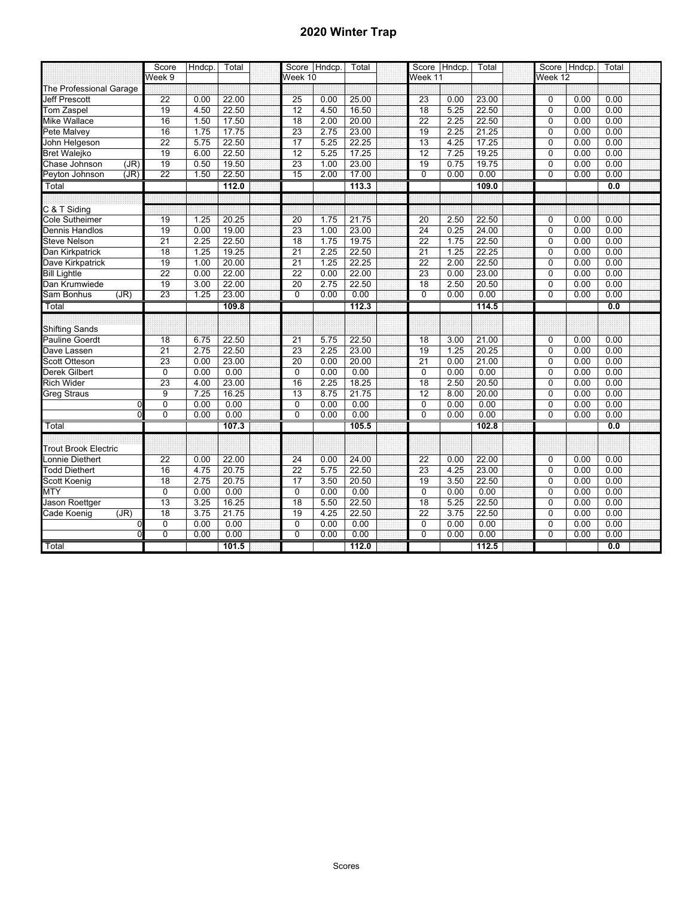# 2020 Winter Trap

| | Score | Hndcp. | Total | | Score | Hndcp. | Total | | Score | Hndcp. | Total | | Score | Hndcp. | Total | |
|---|---|---|---|---|---|---|---|---|---|---|---|---|---|---|---|---|
| | Week 9 | | | | Week 10 | | | | Week 11 | | | | Week 12 | | | |
| The Professional Garage | | | | | | | | | | | | | | | | |
| Jeff Prescott | 22 | 0.00 | 22.00 | | 25 | 0.00 | 25.00 | | 23 | 0.00 | 23.00 | | 0 | 0.00 | 0.00 | |
| Tom Zaspel | 19 | 4.50 | 22.50 | | 12 | 4.50 | 16.50 | | 18 | 5.25 | 22.50 | | 0 | 0.00 | 0.00 | |
| Mike Wallace | 16 | 1.50 | 17.50 | | 18 | 2.00 | 20.00 | | 22 | 2.25 | 22.50 | | 0 | 0.00 | 0.00 | |
| Pete Malvey | 16 | 1.75 | 17.75 | | 23 | 2.75 | 23.00 | | 19 | 2.25 | 21.25 | | 0 | 0.00 | 0.00 | |
| John Helgeson | 22 | 5.75 | 22.50 | | 17 | 5.25 | 22.25 | | 13 | 4.25 | 17.25 | | 0 | 0.00 | 0.00 | |
| Bret Walejko | 19 | 6.00 | 22.50 | | 12 | 5.25 | 17.25 | | 12 | 7.25 | 19.25 | | 0 | 0.00 | 0.00 | |
| Chase Johnson (JR) | 19 | 0.50 | 19.50 | | 23 | 1.00 | 23.00 | | 19 | 0.75 | 19.75 | | 0 | 0.00 | 0.00 | |
| Peyton Johnson (JR) | 22 | 1.50 | 22.50 | | 15 | 2.00 | 17.00 | | 0 | 0.00 | 0.00 | | 0 | 0.00 | 0.00 | |
| Total | | | **112.0** | | | | **113.3** | | | | **109.0** | | | | **0.0** | |
| | | | | | | | | | | | | | | | | |
| C & T Siding | | | | | | | | | | | | | | | | |
| Cole Sutheimer | 19 | 1.25 | 20.25 | | 20 | 1.75 | 21.75 | | 20 | 2.50 | 22.50 | | 0 | 0.00 | 0.00 | |
| Dennis Handlos | 19 | 0.00 | 19.00 | | 23 | 1.00 | 23.00 | | 24 | 0.25 | 24.00 | | 0 | 0.00 | 0.00 | |
| Steve Nelson | 21 | 2.25 | 22.50 | | 18 | 1.75 | 19.75 | | 22 | 1.75 | 22.50 | | 0 | 0.00 | 0.00 | |
| Dan Kirkpatrick | 18 | 1.25 | 19.25 | | 21 | 2.25 | 22.50 | | 21 | 1.25 | 22.25 | | 0 | 0.00 | 0.00 | |
| Dave Kirkpatrick | 19 | 1.00 | 20.00 | | 21 | 1.25 | 22.25 | | 22 | 2.00 | 22.50 | | 0 | 0.00 | 0.00 | |
| Bill Lightle | 22 | 0.00 | 22.00 | | 22 | 0.00 | 22.00 | | 23 | 0.00 | 23.00 | | 0 | 0.00 | 0.00 | |
| Dan Krumwiede | 19 | 3.00 | 22.00 | | 20 | 2.75 | 22.50 | | 18 | 2.50 | 20.50 | | 0 | 0.00 | 0.00 | |
| Sam Bonhus (JR) | 23 | 1.25 | 23.00 | | 0 | 0.00 | 0.00 | | 0 | 0.00 | 0.00 | | 0 | 0.00 | 0.00 | |
| Total | | | **109.8** | | | | **112.3** | | | | **114.5** | | | | **0.0** | |
| | | | | | | | | | | | | | | | | |
| Shifting Sands | | | | | | | | | | | | | | | | |
| Pauline Goerdt | 18 | 6.75 | 22.50 | | 21 | 5.75 | 22.50 | | 18 | 3.00 | 21.00 | | 0 | 0.00 | 0.00 | |
| Dave Lassen | 21 | 2.75 | 22.50 | | 23 | 2.25 | 23.00 | | 19 | 1.25 | 20.25 | | 0 | 0.00 | 0.00 | |
| Scott Otteson | 23 | 0.00 | 23.00 | | 20 | 0.00 | 20.00 | | 21 | 0.00 | 21.00 | | 0 | 0.00 | 0.00 | |
| Derek Gilbert | 0 | 0.00 | 0.00 | | 0 | 0.00 | 0.00 | | 0 | 0.00 | 0.00 | | 0 | 0.00 | 0.00 | |
| Rich Wider | 23 | 4.00 | 23.00 | | 16 | 2.25 | 18.25 | | 18 | 2.50 | 20.50 | | 0 | 0.00 | 0.00 | |
| Greg Straus | 9 | 7.25 | 16.25 | | 13 | 8.75 | 21.75 | | 12 | 8.00 | 20.00 | | 0 | 0.00 | 0.00 | |
| 0 | 0 | 0.00 | 0.00 | | 0 | 0.00 | 0.00 | | 0 | 0.00 | 0.00 | | 0 | 0.00 | 0.00 | |
| 0 | 0 | 0.00 | 0.00 | | 0 | 0.00 | 0.00 | | 0 | 0.00 | 0.00 | | 0 | 0.00 | 0.00 | |
| Total | | | **107.3** | | | | **105.5** | | | | **102.8** | | | | **0.0** | |
| | | | | | | | | | | | | | | | | |
| Trout Brook Electric | | | | | | | | | | | | | | | | |
| Lonnie Diethert | 22 | 0.00 | 22.00 | | 24 | 0.00 | 24.00 | | 22 | 0.00 | 22.00 | | 0 | 0.00 | 0.00 | |
| Todd Diethert | 16 | 4.75 | 20.75 | | 22 | 5.75 | 22.50 | | 23 | 4.25 | 23.00 | | 0 | 0.00 | 0.00 | |
| Scott Koenig | 18 | 2.75 | 20.75 | | 17 | 3.50 | 20.50 | | 19 | 3.50 | 22.50 | | 0 | 0.00 | 0.00 | |
| MTY | 0 | 0.00 | 0.00 | | 0 | 0.00 | 0.00 | | 0 | 0.00 | 0.00 | | 0 | 0.00 | 0.00 | |
| Jason Roettger | 13 | 3.25 | 16.25 | | 18 | 5.50 | 22.50 | | 18 | 5.25 | 22.50 | | 0 | 0.00 | 0.00 | |
| Cade Koenig (JR) | 18 | 3.75 | 21.75 | | 19 | 4.25 | 22.50 | | 22 | 3.75 | 22.50 | | 0 | 0.00 | 0.00 | |
| 0 | 0 | 0.00 | 0.00 | | 0 | 0.00 | 0.00 | | 0 | 0.00 | 0.00 | | 0 | 0.00 | 0.00 | |
| 0 | 0 | 0.00 | 0.00 | | 0 | 0.00 | 0.00 | | 0 | 0.00 | 0.00 | | 0 | 0.00 | 0.00 | |
| Total | | | **101.5** | | | | **112.0** | | | | **112.5** | | | | **0.0** | |

Scores